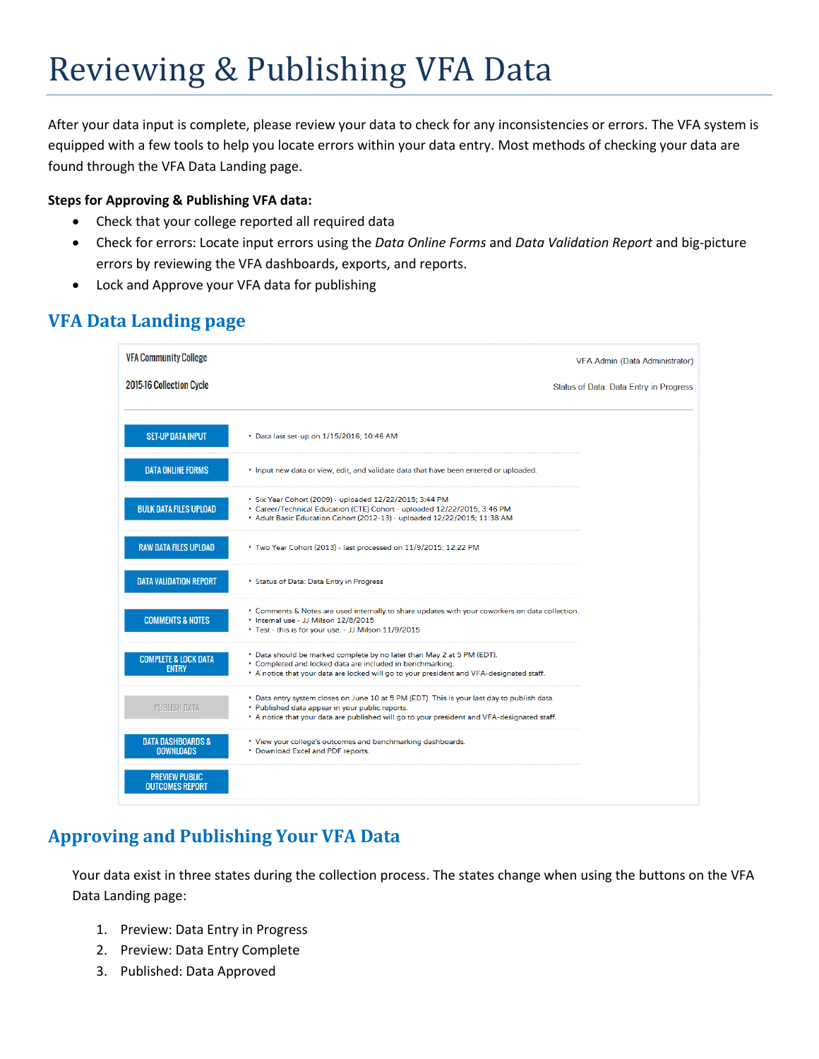# Reviewing & Publishing VFA Data

After your data input is complete, please review your data to check for any inconsistencies or errors. The VFA system is equipped with a few tools to help you locate errors within your data entry. Most methods of checking your data are found through the VFA Data Landing page.

**Steps for Approving & Publishing VFA data:**

- Check that your college reported all required data
- Check for errors: Locate input errors using the *Data Online Forms* and *Data Validation Report* and big-picture errors by reviewing the VFA dashboards, exports, and reports.
- Lock and Approve your VFA data for publishing

## VFA Data Landing page

VFA Community College — VFA Admin (Data Administrator)

2015-16 Collection Cycle — Status of Data: Data Entry in Progress

| Button | Details |
| --- | --- |
| SET-UP DATA INPUT | • Data last set-up on 1/15/2016; 10:46 AM |
| DATA ONLINE FORMS | • Input new data or view, edit, and validate data that have been entered or uploaded. |
| BULK DATA FILES UPLOAD | • Six Year Cohort (2009) - uploaded 12/22/2015; 3:44 PM<br>• Career/Technical Education (CTE) Cohort - uploaded 12/22/2015; 3:46 PM<br>• Adult Basic Education Cohort (2012-13) - uploaded 12/22/2015; 11:38 AM |
| RAW DATA FILES UPLOAD | • Two Year Cohort (2013) - last processed on 11/9/2015; 12:22 PM |
| DATA VALIDATION REPORT | • Status of Data: Data Entry in Progress |
| COMMENTS & NOTES | • Comments & Notes are used internally to share updates with your coworkers on data collection.<br>• Internal use - JJ Milson 12/8/2015<br>• Test - this is for your use. - JJ Milson 11/9/2015 |
| COMPLETE & LOCK DATA ENTRY | • Data should be marked complete by no later than May 2 at 5 PM (EDT).<br>• Completed and locked data are included in benchmarking.<br>• A notice that your data are locked will go to your president and VFA-designated staff. |
| PUBLISH DATA | • Data entry system closes on June 10 at 5 PM (EDT). This is your last day to publish data.<br>• Published data appear in your public reports.<br>• A notice that your data are published will go to your president and VFA-designated staff. |
| DATA DASHBOARDS & DOWNLOADS | • View your college's outcomes and benchmarking dashboards.<br>• Download Excel and PDF reports. |
| PREVIEW PUBLIC OUTCOMES REPORT | |

## Approving and Publishing Your VFA Data

Your data exist in three states during the collection process. The states change when using the buttons on the VFA Data Landing page:

1. Preview: Data Entry in Progress
2. Preview: Data Entry Complete
3. Published: Data Approved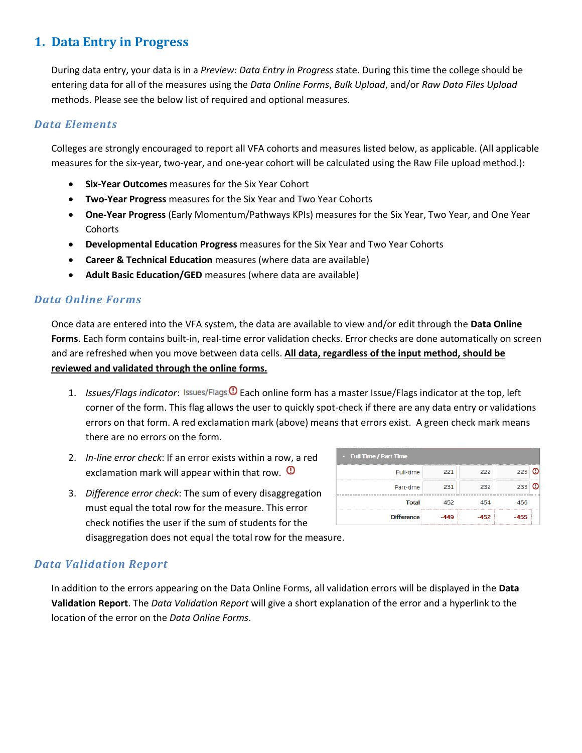## 1. Data Entry in Progress

During data entry, your data is in a *Preview: Data Entry in Progress* state. During this time the college should be entering data for all of the measures using the *Data Online Forms*, *Bulk Upload*, and/or *Raw Data Files Upload* methods. Please see the below list of required and optional measures.

### Data Elements

Colleges are strongly encouraged to report all VFA cohorts and measures listed below, as applicable. (All applicable measures for the six-year, two-year, and one-year cohort will be calculated using the Raw File upload method.):

- **Six-Year Outcomes** measures for the Six Year Cohort
- **Two-Year Progress** measures for the Six Year and Two Year Cohorts
- **One-Year Progress** (Early Momentum/Pathways KPIs) measures for the Six Year, Two Year, and One Year Cohorts
- **Developmental Education Progress** measures for the Six Year and Two Year Cohorts
- **Career & Technical Education** measures (where data are available)
- **Adult Basic Education/GED** measures (where data are available)

### Data Online Forms

Once data are entered into the VFA system, the data are available to view and/or edit through the **Data Online Forms**. Each form contains built-in, real-time error validation checks. Error checks are done automatically on screen and are refreshed when you move between data cells. **All data, regardless of the input method, should be reviewed and validated through the online forms.**

1. *Issues/Flags indicator*: Issues/Flags: ⓘ Each online form has a master Issue/Flags indicator at the top, left corner of the form. This flag allows the user to quickly spot-check if there are any data entry or validations errors on that form. A red exclamation mark (above) means that errors exist. A green check mark means there are no errors on the form.
2. *In-line error check*: If an error exists within a row, a red exclamation mark will appear within that row. ⓘ
3. *Difference error check*: The sum of every disaggregation must equal the total row for the measure. This error check notifies the user if the sum of students for the disaggregation does not equal the total row for the measure.

| - Full Time / Part Time | | | |
|---|---|---|---|
| Full-time | 221 | 222 | 223 ⓘ |
| Part-time | 231 | 232 | 233 ⓘ |
| Total | 452 | 454 | 456 |
| Difference | -449 | -452 | -455 |

### Data Validation Report

In addition to the errors appearing on the Data Online Forms, all validation errors will be displayed in the **Data Validation Report**. The *Data Validation Report* will give a short explanation of the error and a hyperlink to the location of the error on the *Data Online Forms*.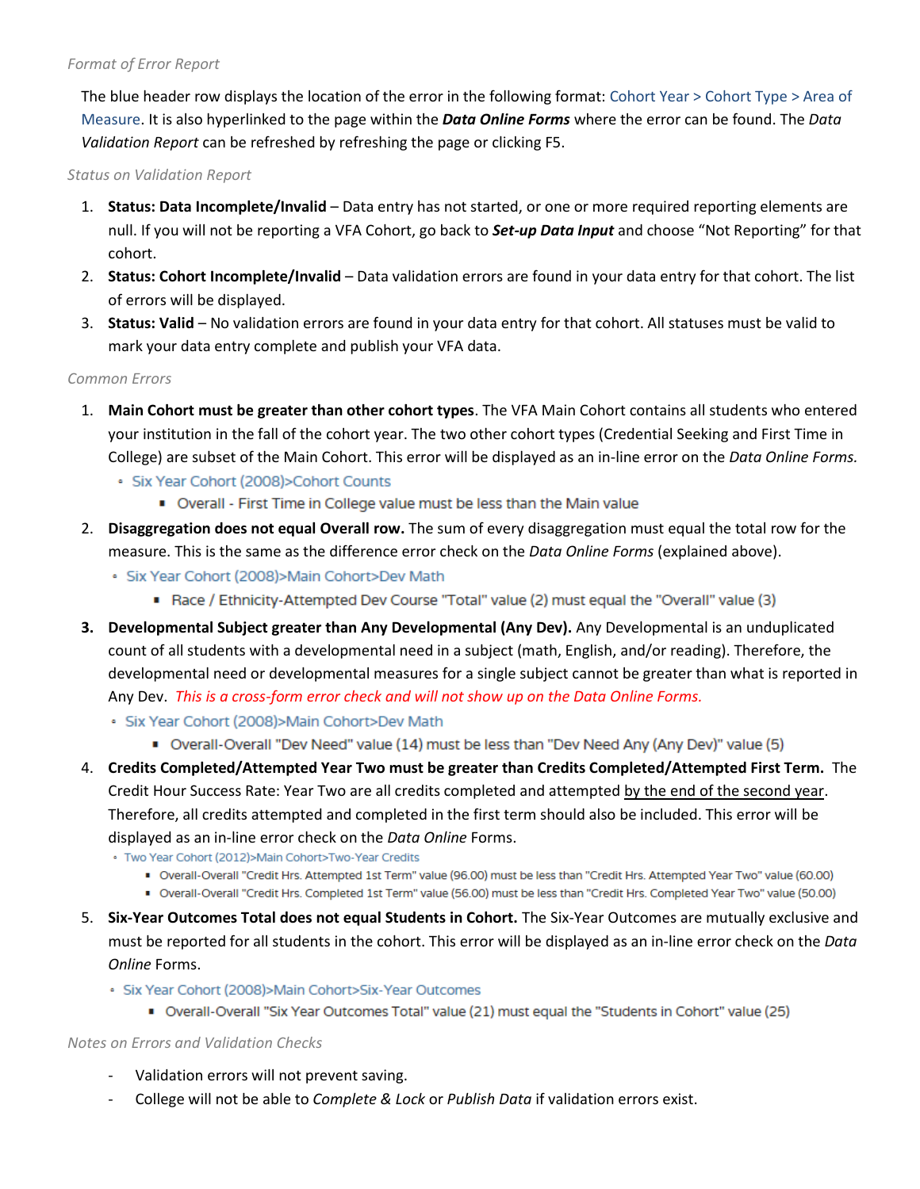*Format of Error Report*

The blue header row displays the location of the error in the following format: Cohort Year > Cohort Type > Area of Measure. It is also hyperlinked to the page within the ***Data Online Forms*** where the error can be found. The *Data Validation Report* can be refreshed by refreshing the page or clicking F5.

*Status on Validation Report*

1. **Status: Data Incomplete/Invalid** – Data entry has not started, or one or more required reporting elements are null. If you will not be reporting a VFA Cohort, go back to ***Set-up Data Input*** and choose "Not Reporting" for that cohort.
2. **Status: Cohort Incomplete/Invalid** – Data validation errors are found in your data entry for that cohort. The list of errors will be displayed.
3. **Status: Valid** – No validation errors are found in your data entry for that cohort. All statuses must be valid to mark your data entry complete and publish your VFA data.

*Common Errors*

1. **Main Cohort must be greater than other cohort types**. The VFA Main Cohort contains all students who entered your institution in the fall of the cohort year. The two other cohort types (Credential Seeking and First Time in College) are subset of the Main Cohort. This error will be displayed as an in-line error on the *Data Online Forms.*
   - Six Year Cohort (2008)>Cohort Counts
     - Overall - First Time in College value must be less than the Main value
2. **Disaggregation does not equal Overall row.** The sum of every disaggregation must equal the total row for the measure. This is the same as the difference error check on the *Data Online Forms* (explained above).
   - Six Year Cohort (2008)>Main Cohort>Dev Math
     - Race / Ethnicity-Attempted Dev Course "Total" value (2) must equal the "Overall" value (3)
3. **Developmental Subject greater than Any Developmental (Any Dev).** Any Developmental is an unduplicated count of all students with a developmental need in a subject (math, English, and/or reading). Therefore, the developmental need or developmental measures for a single subject cannot be greater than what is reported in Any Dev. *This is a cross-form error check and will not show up on the Data Online Forms.*
   - Six Year Cohort (2008)>Main Cohort>Dev Math
     - Overall-Overall "Dev Need" value (14) must be less than "Dev Need Any (Any Dev)" value (5)
4. **Credits Completed/Attempted Year Two must be greater than Credits Completed/Attempted First Term.** The Credit Hour Success Rate: Year Two are all credits completed and attempted by the end of the second year. Therefore, all credits attempted and completed in the first term should also be included. This error will be displayed as an in-line error check on the *Data Online* Forms.
   - Two Year Cohort (2012)>Main Cohort>Two-Year Credits
     - Overall-Overall "Credit Hrs. Attempted 1st Term" value (96.00) must be less than "Credit Hrs. Attempted Year Two" value (60.00)
     - Overall-Overall "Credit Hrs. Completed 1st Term" value (56.00) must be less than "Credit Hrs. Completed Year Two" value (50.00)
5. **Six-Year Outcomes Total does not equal Students in Cohort.** The Six-Year Outcomes are mutually exclusive and must be reported for all students in the cohort. This error will be displayed as an in-line error check on the *Data Online* Forms.
   - Six Year Cohort (2008)>Main Cohort>Six-Year Outcomes
     - Overall-Overall "Six Year Outcomes Total" value (21) must equal the "Students in Cohort" value (25)

*Notes on Errors and Validation Checks*

- Validation errors will not prevent saving.
- College will not be able to *Complete & Lock* or *Publish Data* if validation errors exist.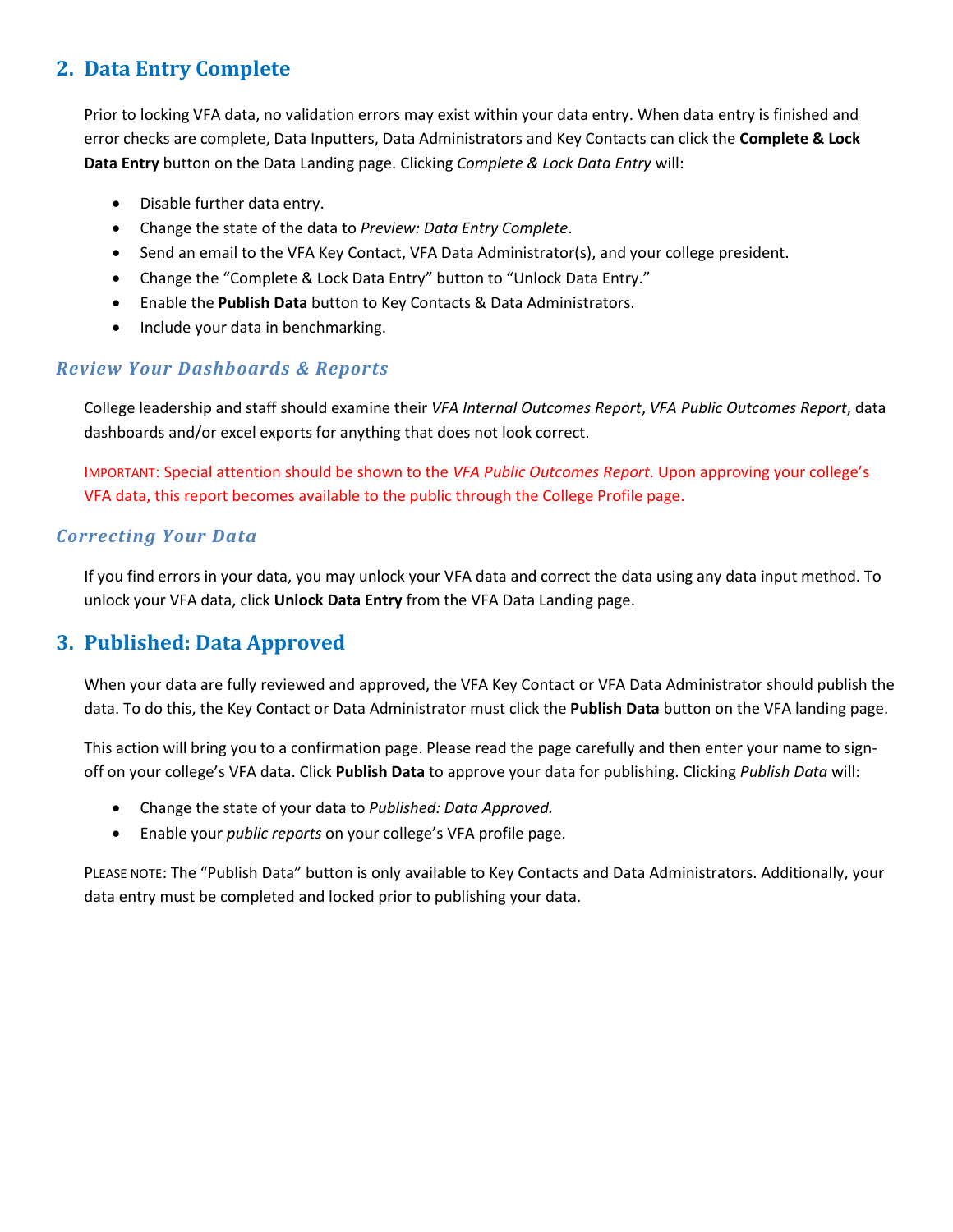## 2. Data Entry Complete

Prior to locking VFA data, no validation errors may exist within your data entry. When data entry is finished and error checks are complete, Data Inputters, Data Administrators and Key Contacts can click the **Complete & Lock Data Entry** button on the Data Landing page. Clicking *Complete & Lock Data Entry* will:

- Disable further data entry.
- Change the state of the data to *Preview: Data Entry Complete*.
- Send an email to the VFA Key Contact, VFA Data Administrator(s), and your college president.
- Change the "Complete & Lock Data Entry" button to "Unlock Data Entry."
- Enable the **Publish Data** button to Key Contacts & Data Administrators.
- Include your data in benchmarking.

### *Review Your Dashboards & Reports*

College leadership and staff should examine their *VFA Internal Outcomes Report*, *VFA Public Outcomes Report*, data dashboards and/or excel exports for anything that does not look correct.

IMPORTANT: Special attention should be shown to the *VFA Public Outcomes Report*. Upon approving your college's VFA data, this report becomes available to the public through the College Profile page.

### *Correcting Your Data*

If you find errors in your data, you may unlock your VFA data and correct the data using any data input method. To unlock your VFA data, click **Unlock Data Entry** from the VFA Data Landing page.

## 3. Published: Data Approved

When your data are fully reviewed and approved, the VFA Key Contact or VFA Data Administrator should publish the data. To do this, the Key Contact or Data Administrator must click the **Publish Data** button on the VFA landing page.

This action will bring you to a confirmation page. Please read the page carefully and then enter your name to sign-off on your college's VFA data. Click **Publish Data** to approve your data for publishing. Clicking *Publish Data* will:

- Change the state of your data to *Published: Data Approved.*
- Enable your *public reports* on your college's VFA profile page.

PLEASE NOTE: The "Publish Data" button is only available to Key Contacts and Data Administrators. Additionally, your data entry must be completed and locked prior to publishing your data.